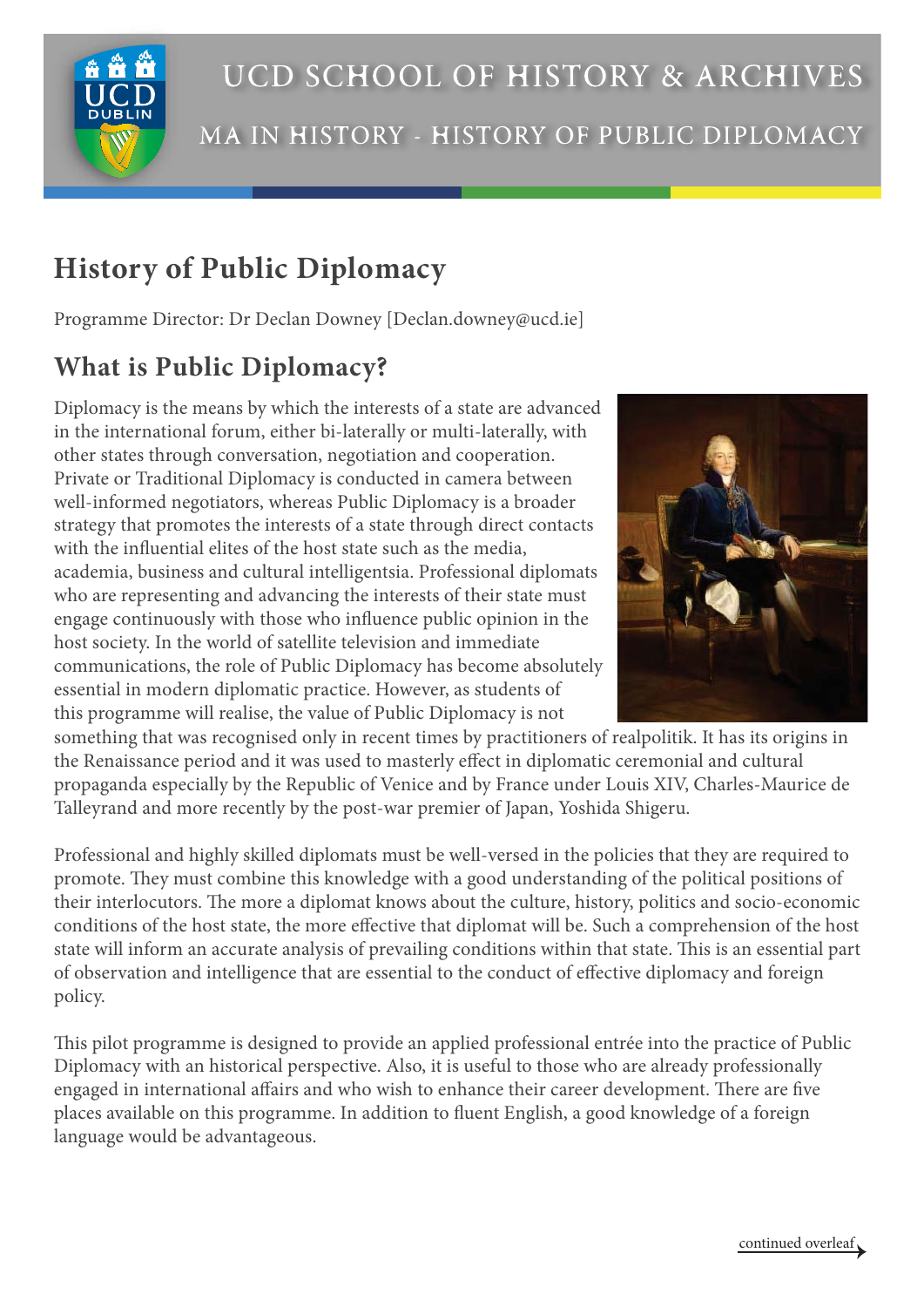# UCD SCHOOL OF HISTORY & ARCHIVES

## MA IN HISTORY - HISTORY OF PUBLIC DIPLOMACY

# History of Public Diplomacy

Programme Director: Dr Declan Downey [Declan.downey@ucd.ie]

## What is Public Diplomacy?

Diplomacy is the means by which the interests of a state are advanced in the international forum, either bi-laterally or multi-laterally, with other states through conversation, negotiation and cooperation. Private or Traditional Diplomacy is conducted in camera between well-informed negotiators, whereas Public Diplomacy is a broader strategy that promotes the interests of a state through direct contacts with the influential elites of the host state such as the media, academia, business and cultural intelligentsia. Professional diplomats who are representing and advancing the interests of their state must engage continuously with those who influence public opinion in the host society. In the world of satellite television and immediate communications, the role of Public Diplomacy has become absolutely essential in modern diplomatic practice. However, as students of this programme will realise, the value of Public Diplomacy is not something that was recognised only in recent times by practitioners of realpolitik. It has its origins in the Renaissance period and it was used to masterly effect in diplomatic ceremonial and cultural propaganda especially by the Republic of Venice and by France under Louis XIV, Charles-Maurice de Talleyrand and more recently by the post-war premier of Japan, Yoshida Shigeru.

Professional and highly skilled diplomats must be well-versed in the policies that they are required to promote. They must combine this knowledge with a good understanding of the political positions of their interlocutors. The more a diplomat knows about the culture, history, politics and socio-economic conditions of the host state, the more effective that diplomat will be. Such a comprehension of the host state will inform an accurate analysis of prevailing conditions within that state. This is an essential part of observation and intelligence that are essential to the conduct of effective diplomacy and foreign policy.

This pilot programme is designed to provide an applied professional entrée into the practice of Public Diplomacy with an historical perspective. Also, it is useful to those who are already professionally engaged in international affairs and who wish to enhance their career development. There are five places available on this programme. In addition to fluent English, a good knowledge of a foreign language would be advantageous.

continued overleaf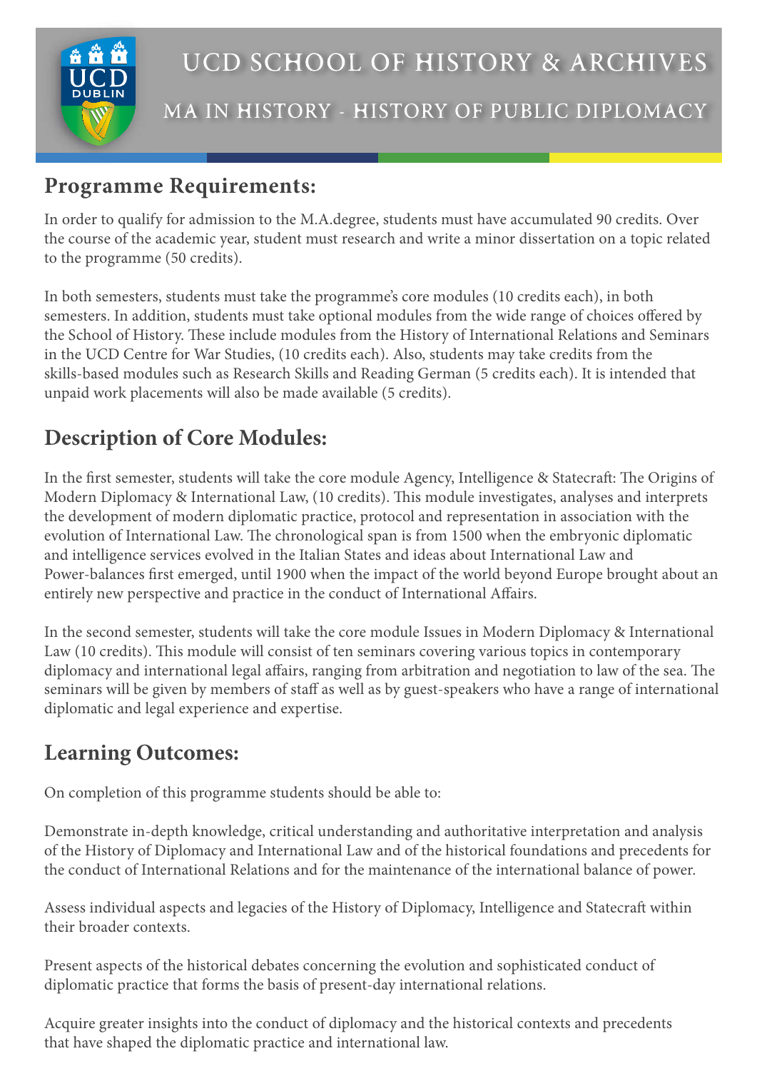# UCD SCHOOL OF HISTORY & ARCHIVES

## MA IN HISTORY - HISTORY OF PUBLIC DIPLOMACY

## Programme Requirements:

In order to qualify for admission to the M.A.degree, students must have accumulated 90 credits. Over the course of the academic year, student must research and write a minor dissertation on a topic related to the programme (50 credits).

In both semesters, students must take the programme's core modules (10 credits each), in both semesters. In addition, students must take optional modules from the wide range of choices offered by the School of History. These include modules from the History of International Relations and Seminars in the UCD Centre for War Studies, (10 credits each). Also, students may take credits from the skills-based modules such as Research Skills and Reading German (5 credits each). It is intended that unpaid work placements will also be made available (5 credits).

## Description of Core Modules:

In the first semester, students will take the core module Agency, Intelligence & Statecraft: The Origins of Modern Diplomacy & International Law, (10 credits). This module investigates, analyses and interprets the development of modern diplomatic practice, protocol and representation in association with the evolution of International Law. The chronological span is from 1500 when the embryonic diplomatic and intelligence services evolved in the Italian States and ideas about International Law and Power-balances first emerged, until 1900 when the impact of the world beyond Europe brought about an entirely new perspective and practice in the conduct of International Affairs.

In the second semester, students will take the core module Issues in Modern Diplomacy & International Law (10 credits). This module will consist of ten seminars covering various topics in contemporary diplomacy and international legal affairs, ranging from arbitration and negotiation to law of the sea. The seminars will be given by members of staff as well as by guest-speakers who have a range of international diplomatic and legal experience and expertise.

## Learning Outcomes:

On completion of this programme students should be able to:

Demonstrate in-depth knowledge, critical understanding and authoritative interpretation and analysis of the History of Diplomacy and International Law and of the historical foundations and precedents for the conduct of International Relations and for the maintenance of the international balance of power.

Assess individual aspects and legacies of the History of Diplomacy, Intelligence and Statecraft within their broader contexts.

Present aspects of the historical debates concerning the evolution and sophisticated conduct of diplomatic practice that forms the basis of present-day international relations.

Acquire greater insights into the conduct of diplomacy and the historical contexts and precedents that have shaped the diplomatic practice and international law.